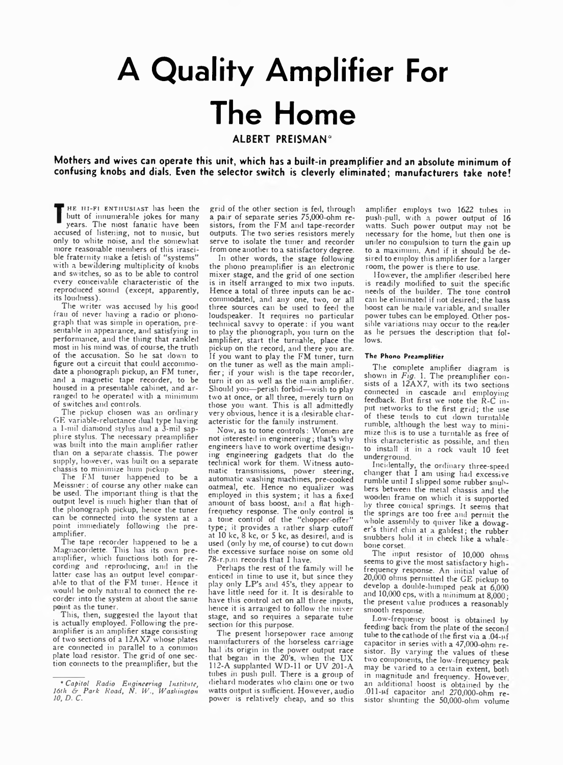# A Quality Amplifier For The Home

ALBERT PREISMAN*

**Mothers and wives can operate this unit, which has a built-in preamplifier and an absolute minimum of confusing knobs and dials. Even the selector switch is cleverly eliminated; manufacturers take note!**

THE HI-FI ENTHUSIAST has been the butt of innumerable jokes for many years. The most fanatic have been accused of listening, not to music, but only to white noise, and the somewhat more reasonable members of this irascible fraternity make a fetish of "systems" with a bewildering multiplicity of knobs and switches, so as to be able to control every conceivable characteristic of the reproduced sound (except, apparently, its loudness).

The writer was accused by his good frau of never having a radio or phonograph that was simple in operation, presentable in appearance, and satisfying in performance, and the thing that rankled most in his mind was, of course, the truth of the accusation. So he sat down to figure out a circuit that could accommodate a phonograph pickup, an FM tuner, and a magnetic tape recorder, to be housed in a presentable cabinet, and arranged to be operated with a minimum of switches and controls.

The pickup chosen was an ordinary GE variable-reluctance dual type having a 1-mil diamond stylus and a 3-mil sapphire stylus. The necessary preamplifier was built into the main amplifier rather than on a separate chassis. The power supply, however, was built on a separate chassis to minimize hum pickup.

The FM tuner happened to be a Meissner; of course any other make can be used. The important thing is that the output level is much higher than that of the phonograph pickup, hence the tuner can be connected into the system at a point immediately following the preamplifier.

The tape recorder happened to be a Magnacordette. This has its own preamplifier, which functions both for recording and reproducing, and in the latter case has an output level comparable to that of the FM tuner. Hence it would be only natural to connect the recorder into the system at about the same point as the tuner.

This, then, suggested the layout that is actually employed. Following the preamplifier is an amplifier stage consisting of two sections of a 12AX7 whose plates are connected in parallel to a common plate load resistor. The grid of one section connects to the preamplifier, but the grid of the other section is fed, through a pair of separate series 75,000-ohm resistors, from the FM and tape-recorder outputs. The two series resistors merely serve to isolate the tuner and recorder from one another to a satisfactory degree.

In other words, the stage following the phono preamplifier is an electronic mixer stage, and the grid of one section is in itself arranged to mix two inputs. Hence a total of three inputs can be accommodated, and any one, two, or all three sources can be used to feed the loudspeaker. It requires no particular technical savvy to operate: if you want to play the phonograph, you turn on the amplifier, start the turntable, place the pickup on the record, and there you are. If you want to play the FM tuner, turn on the tuner as well as the main amplifier; if your wish is the tape recorder, turn it on as well as the main amplifier. Should you—perish forbid—wish to play two at once, or all three, merely turn on those you want. This is all admittedly very obvious, hence it is a desirable characteristic for the family instrument.

Now, as to tone controls: Women are not interested in engineering; that's why engineers have to work overtime designing engineering gadgets that do the technical work for them. Witness automatic transmissions, power steering, automatic washing machines, pre-cooked oatmeal, etc. Hence no equalizer was employed in this system; it has a fixed amount of bass boost, and a flat high-frequency response. The only control is a tone control of the "chopper-offer" type; it provides a rather sharp cutoff at 10 kc, 8 kc, or 5 kc, as desired, and is used (only by me, of course) to cut down the excessive surface noise on some old 78-r.p.m records that I have.

Perhaps the rest of the family will be enticed in time to use it, but since they play only LP's and 45's, they appear to have little need for it. It is desirable to have this control act on all three inputs, hence it is arranged to follow the mixer stage, and so requires a separate tube section for this purpose.

The present horsepower race among manufacturers of the horseless carriage had its origin in the power output race that began in the 20's, when the UX 112-A supplanted WD-11 or UV 201-A tubes in push pull. There is a group of diehard moderates who claim one or two watts output is sufficient. However, audio power is relatively cheap, and so this amplifier employs two 1622 tubes in push-pull, with a power output of 16 watts. Such power output may not be necessary for the home, but then one is under no compulsion to turn the gain up to a maximum. And if it should be desired to employ this amplifier for a larger room, the power is there to use.

However, the amplifier described here is readily modified to suit the specific needs of the builder. The tone control can be eliminated if not desired; the bass boost can be made variable, and smaller power tubes can be employed. Other possible variations may occur to the reader as he persues the description that follows.

#### The Phono Preamplifier

The complete amplifier diagram is shown in *Fig.* 1. The preamplifier consists of a 12AX7, with its two sections connected in cascade and employing feedback. But first we note the R-C input networks to the first grid; the use of these tends to cut down turntable rumble, although the best way to minimize this is to use a turntable as free of this characteristic as possible, and then to install it in a rock vault 10 feet underground.

Incidentally, the ordinary three-speed changer that I am using had excessive rumble until I slipped some rubber snubbers between the metal chassis and the wooden frame on which it is supported by three conical springs. It seems that the springs are too free and permit the whole assembly to quiver like a dowager's third chin at a gabfest; the rubber snubbers hold it in check like a whalebone corset.

The input resistor of 10,000 ohms seems to give the most satisfactory high-frequency response. An initial value of 20,000 ohms permitted the GE pickup to develop a double-humped peak at 6,000 and 10,000 cps, with a minimum at 8,000; the present value produces a reasonably smooth response.

Low-frequency boost is obtained by feeding back from the plate of the second tube to the cathode of the first via a .04-μf capacitor in series with a 47,000-ohm resistor. By varying the values of these two components, the low-frequency peak may be varied to a certain extent, both in magnitude and frequency. However, an additional boost is obtained by the .011-μf capacitor and 270,000-ohm resistor shunting the 50,000-ohm volume

* *Capitol Radio Engineering Institute, 16th & Park Road, N. W., Washington 10, D. C.*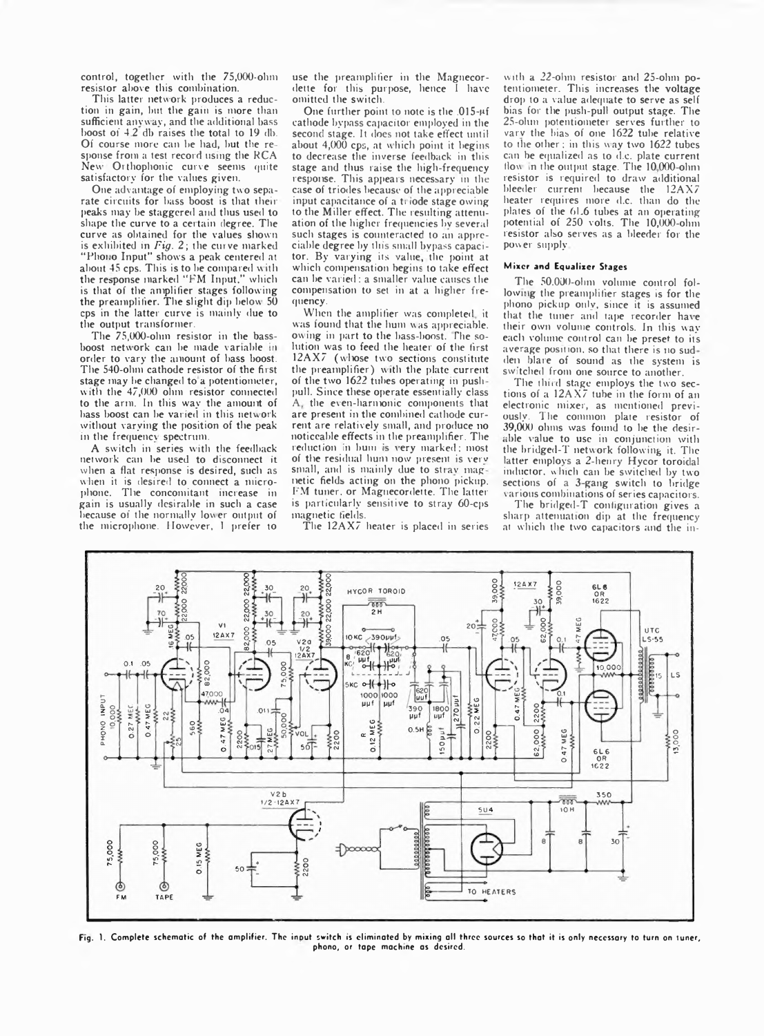control, together with the 75,000-ohm resistor above this combination.

This latter network produces a reduction in gain, but the gain is more than sufficient anyway, and the additional bass boost of 4.2 db raises the total to 19 db. Of course more can be had, but the response from a test record using the RCA New Orthophonic curve seems quite satisfactory for the values given.

One advantage of employing two separate circuits for bass boost is that their peaks may be staggered and thus used to shape the curve to a certain degree. The curve as obtained for the values shown is exhibited in *Fig. 2*; the curve marked "Phono Input" shows a peak centered at about 45 cps. This is to be compared with the response marked "FM Input," which is that of the amplifier stages following the preamplifier. The slight dip below 50 cps in the latter curve is mainly due to the output transformer.

The 75,000-ohm resistor in the bass-boost network can be made variable in order to vary the amount of bass boost. The 540-ohm cathode resistor of the first stage may be changed to a potentiometer, with the 47,000 ohm resistor connected to the arm. In this way the amount of bass boost can be varied in this network without varying the position of the peak in the frequency spectrum.

A switch in series with the feedback network can be used to disconnect it when a flat response is desired, such as when it is desired to connect a microphone. The concomitant increase in gain is usually desirable in such a case because of the normally lower output of the microphone. However, I prefer to use the preamplifier in the Magnecordette for this purpose, hence I have omitted the switch.

One further point to note is the .015-μf cathode bypass capacitor employed in the second stage. It does not take effect until about 4,000 cps, at which point it begins to decrease the inverse feedback in this stage and thus raise the high-frequency response. This appears necessary in the case of triodes because of the appreciable input capacitance of a triode stage owing to the Miller effect. The resulting attenuation of the higher frequencies by several such stages is counteracted to an appreciable degree by this small bypass capacitor. By varying its value, the point at which compensation begins to take effect can be varied: a smaller value causes the compensation to set in at a higher frequency.

When the amplifier was completed, it was found that the hum was appreciable, owing in part to the bass-boost. The solution was to feed the heater of the first 12AX7 (whose two sections constitute the preamplifier) with the plate current of the two 1622 tubes operating in push-pull. Since these operate essentially class A, the even-harmonic components that are present in the combined cathode current are relatively small, and produce no noticeable effects in the preamplifier. The reduction in hum is very marked; most of the residual hum now present is very small, and is mainly due to stray magnetic fields acting on the phono pickup, FM tuner, or Magnecordette. The latter is particularly sensitive to stray 60-cps magnetic fields.

The 12AX7 heater is placed in series with a 22-ohm resistor and 25-ohm potentiometer. This increases the voltage drop to a value adequate to serve as self bias for the push-pull output stage. The 25-ohm potentiometer serves further to vary the bias of one 1622 tube relative to the other; in this way two 1622 tubes can be equalized as to d.c. plate current flow in the output stage. The 10,000-ohm resistor is required to draw additional bleeder current because the 12AX7 heater requires more d.c. than do the plates of the 6L6 tubes at an operating potential of 250 volts. The 10,000-ohm resistor also serves as a bleeder for the power supply.

#### Mixer and Equalizer Stages

The 50,000-ohm volume control following the preamplifier stages is for the phono pickup only, since it is assumed that the tuner and tape recorder have their own volume controls. In this way each volume control can be preset to its average position, so that there is no sudden blare of sound as the system is switched from one source to another.

The third stage employs the two sections of a 12AX7 tube in the form of an electronic mixer, as mentioned previously. The common plate resistor of 39,000 ohms was found to be the desirable value to use in conjunction with the bridged-T network following it. The latter employs a 2-henry Hycor toroidal inductor, which can be switched by two sections of a 3-gang switch to bridge various combinations of series capacitors.

The bridged-T configuration gives a sharp attenuation dip at the frequency at which the two capacitors and the in-

**Fig. 1. Complete schematic of the amplifier. The input switch is eliminated by mixing all three sources so that it is only necessary to turn on tuner, phono, or tape machine as desired.**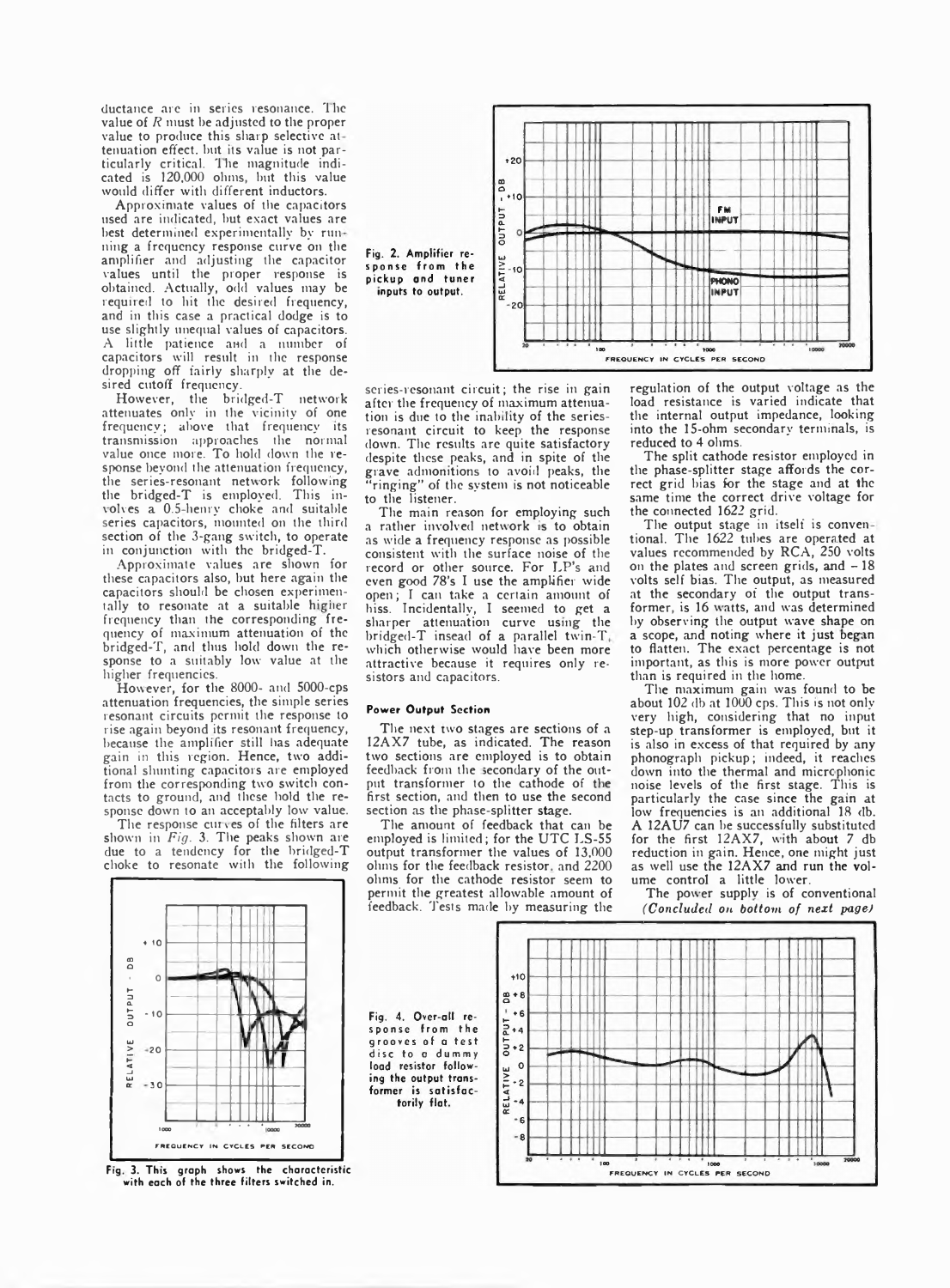ductance are in series resonance. The value of $R$ must be adjusted to the proper value to produce this sharp selective attenuation effect, but its value is not particularly critical. The magnitude indicated is 120,000 ohms, but this value would differ with different inductors.

Approximate values of the capacitors used are indicated, but exact values are best determined experimentally by running a frequency response curve on the amplifier and adjusting the capacitor values until the proper response is obtained. Actually, odd values may be required to hit the desired frequency, and in this case a practical dodge is to use slightly unequal values of capacitors. A little patience and a number of capacitors will result in the response dropping off fairly sharply at the desired cutoff frequency.

However, the bridged-T network attenuates only in the vicinity of one frequency; above that frequency its transmission approaches the normal value once more. To hold down the response beyond the attenuation frequency, the series-resonant network following the bridged-T is employed. This involves a 0.5-henry choke and suitable series capacitors, mounted on the third section of the 3-gang switch, to operate in conjunction with the bridged-T.

Approximate values are shown for these capacitors also, but here again the capacitors should be chosen experimentally to resonate at a suitable higher frequency than the corresponding frequency of maximum attenuation of the bridged-T, and thus hold down the response to a suitably low value at the higher frequencies.

However, for the 8000- and 5000-cps attenuation frequencies, the simple series resonant circuits permit the response to rise again beyond its resonant frequency, because the amplifier still has adequate gain in this region. Hence, two additional shunting capacitors are employed from the corresponding two switch contacts to ground, and these hold the response down to an acceptably low value.

The response curves of the filters are shown in *Fig.* 3. The peaks shown are due to a tendency for the bridged-T choke to resonate with the following series-resonant circuit; the rise in gain after the frequency of maximum attenuation is due to the inability of the series-resonant circuit to keep the response down. The results are quite satisfactory despite these peaks, and in spite of the grave admonitions to avoid peaks, the "ringing" of the system is not noticeable to the listener.

The main reason for employing such a rather involved network is to obtain as wide a frequency response as possible consistent with the surface noise of the record or other source. For LP's and even good 78's I use the amplifier wide open; I can take a certain amount of hiss. Incidentally, I seemed to get a sharper attenuation curve using the bridged-T insead of a parallel twin-T, which otherwise would have been more attractive because it requires only resistors and capacitors.

Fig. 2. Amplifier response from the pickup and tuner inputs to output.

Fig. 3. This graph shows the characteristic with each of the three filters switched in.

#### Power Output Section

The next two stages are sections of a 12AX7 tube, as indicated. The reason two sections are employed is to obtain feedback from the secondary of the output transformer to the cathode of the first section, and then to use the second section as the phase-splitter stage.

The amount of feedback that can be employed is limited; for the UTC LS-55 output transformer the values of 13,000 ohms for the feedback resistor, and 2200 ohms for the cathode resistor seem to permit the greatest allowable amount of feedback. Tests made by measuring the regulation of the output voltage as the load resistance is varied indicate that the internal output impedance, looking into the 15-ohm secondary terminals, is reduced to 4 ohms.

The split cathode resistor employed in the phase-splitter stage affords the correct grid bias for the stage and at the same time the correct drive voltage for the connected 1622 grid.

The output stage in itself is conventional. The 1622 tubes are operated at values recommended by RCA, 250 volts on the plates and screen grids, and $-18$ volts self bias. The output, as measured at the secondary of the output transformer, is 16 watts, and was determined by observing the output wave shape on a scope, and noting where it just began to flatten. The exact percentage is not important, as this is more power output than is required in the home.

The maximum gain was found to be about 102 db at 1000 cps. This is not only very high, considering that no input step-up transformer is employed, but it is also in excess of that required by any phonograph pickup; indeed, it reaches down into the thermal and microphonic noise levels of the first stage. This is particularly the case since the gain at low frequencies is an additional 18 db. A 12AU7 can be successfully substituted for the first 12AX7, with about 7 db reduction in gain. Hence, one might just as well use the 12AX7 and run the volume control a little lower.

The power supply is of conventional

*(Concluded on bottom of next page)*

Fig. 4. Over-all response from the grooves of a test disc to a dummy load resistor following the output transformer is satisfactorily flat.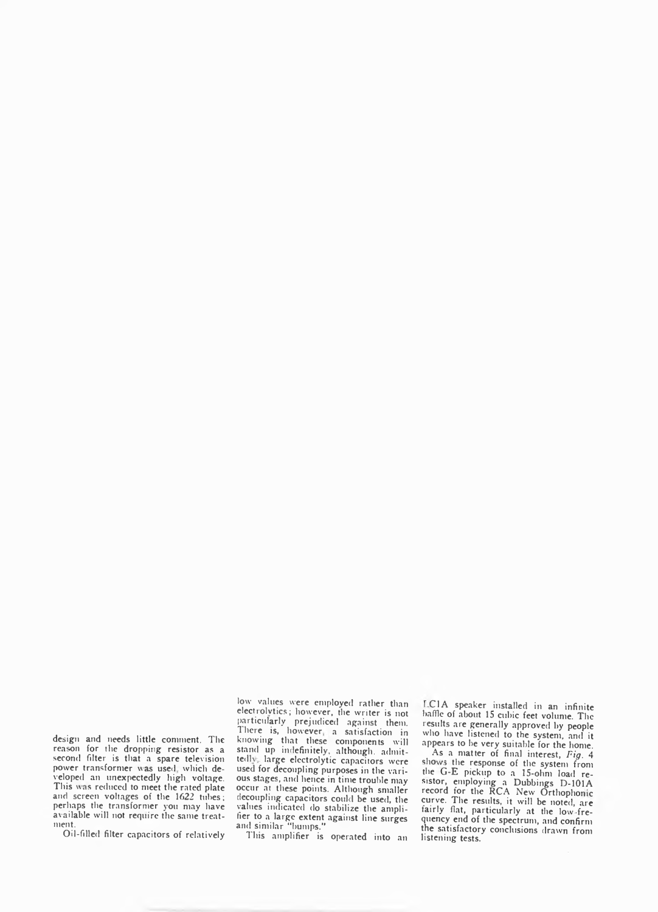design and needs little comment. The reason for the dropping resistor as a second filter is that a spare television power transformer was used, which developed an unexpectedly high voltage. This was reduced to meet the rated plate and screen voltages of the 1622 tubes; perhaps the transformer you may have available will not require the same treatment.

Oil-filled filter capacitors of relatively low values were employed rather than electrolytics; however, the writer is not particularly prejudiced against them. There is, however, a satisfaction in knowing that these components will stand up indefinitely, although, admittedly, large electrolytic capacitors were used for decoupling purposes in the various stages, and hence in time trouble may occur at these points. Although smaller decoupling capacitors could be used, the values indicated do stabilize the amplifier to a large extent against line surges and similar "bumps."

This amplifier is operated into an LC1A speaker installed in an infinite baffle of about 15 cubic feet volume. The results are generally approved by people who have listened to the system, and it appears to be very suitable for the home.

As a matter of final interest, *Fig.* 4 shows the response of the system from the G-E pickup to a 15-ohm load resistor, employing a Dubbings D-101A record for the RCA New Orthophonic curve. The results, it will be noted, are fairly flat, particularly at the low-frequency end of the spectrum, and confirm the satisfactory conclusions drawn from listening tests.